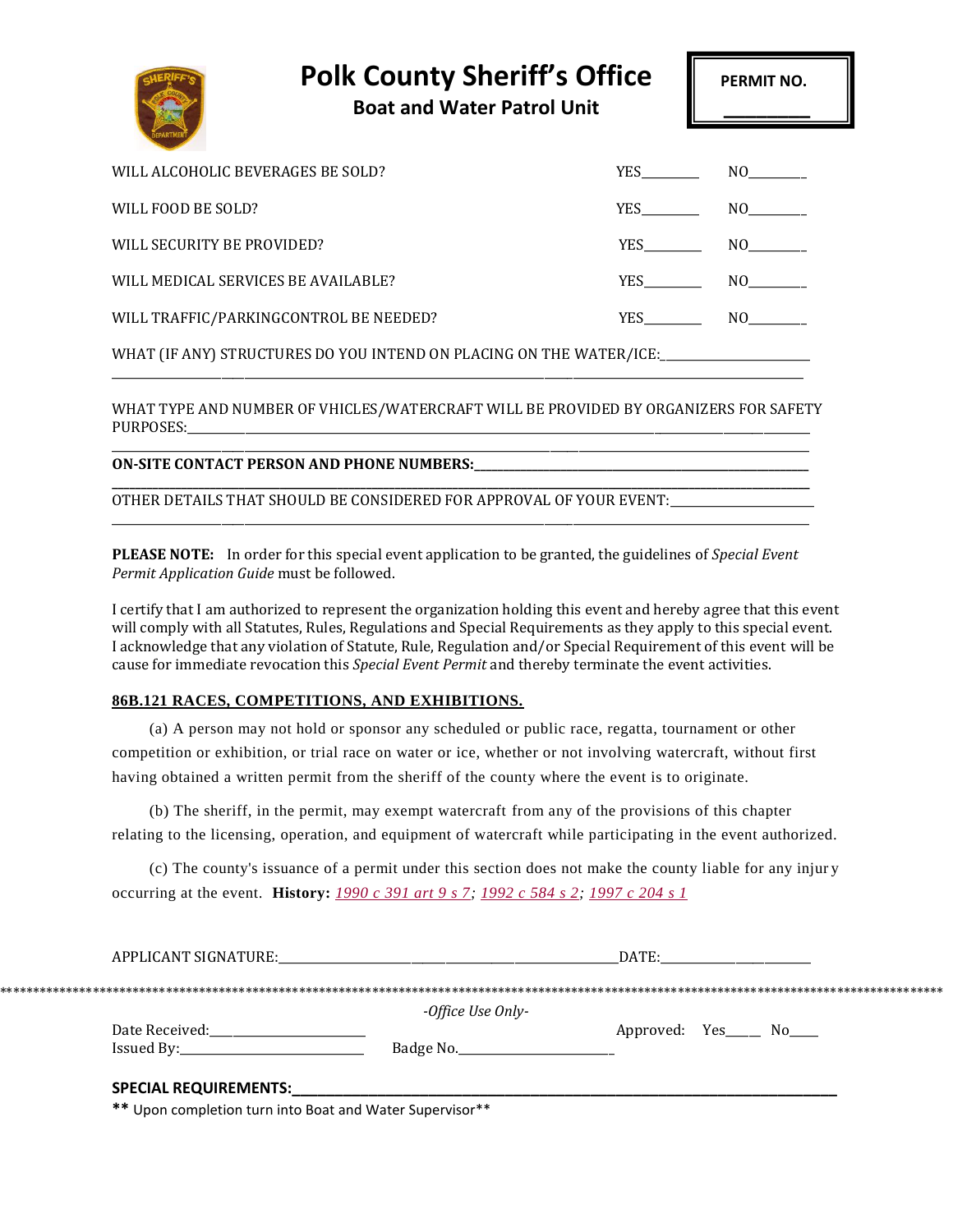# Polk County Sheriff's Office

## Boat and Water Patrol Unit

**PERMIT NO.** __________

| | | |
|---|---|---|
| WILL ALCOHOLIC BEVERAGES BE SOLD? | YES________ | NO________ |
| WILL FOOD BE SOLD? | YES________ | NO________ |
| WILL SECURITY BE PROVIDED? | YES________ | NO________ |
| WILL MEDICAL SERVICES BE AVAILABLE? | YES________ | NO________ |
| WILL TRAFFIC/PARKINGCONTROL BE NEEDED? | YES________ | NO________ |

WHAT (IF ANY) STRUCTURES DO YOU INTEND ON PLACING ON THE WATER/ICE:______________________
______________________________________________________________________________

WHAT TYPE AND NUMBER OF VHICLES/WATERCRAFT WILL BE PROVIDED BY ORGANIZERS FOR SAFETY PURPOSES:______________________________________________________________________
______________________________________________________________________________

**ON-SITE CONTACT PERSON AND PHONE NUMBERS:______________________________________**
______________________________________________________________________________

OTHER DETAILS THAT SHOULD BE CONSIDERED FOR APPROVAL OF YOUR EVENT:______________________
______________________________________________________________________________

**PLEASE NOTE:** In order for this special event application to be granted, the guidelines of *Special Event Permit Application Guide* must be followed.

I certify that I am authorized to represent the organization holding this event and hereby agree that this event will comply with all Statutes, Rules, Regulations and Special Requirements as they apply to this special event. I acknowledge that any violation of Statute, Rule, Regulation and/or Special Requirement of this event will be cause for immediate revocation this *Special Event Permit* and thereby terminate the event activities.

**86B.121 RACES, COMPETITIONS, AND EXHIBITIONS.**

(a) A person may not hold or sponsor any scheduled or public race, regatta, tournament or other competition or exhibition, or trial race on water or ice, whether or not involving watercraft, without first having obtained a written permit from the sheriff of the county where the event is to originate.

(b) The sheriff, in the permit, may exempt watercraft from any of the provisions of this chapter relating to the licensing, operation, and equipment of watercraft while participating in the event authorized.

(c) The county's issuance of a permit under this section does not make the county liable for any injury occurring at the event. **History:** *1990 c 391 art 9 s 7*; *1992 c 584 s 2*; *1997 c 204 s 1*

APPLICANT SIGNATURE:_______________________________________________DATE:______________________

*************************************************************************************************

*-Office Use Only-*

Date Received:______________________ Approved: Yes____ No____

Issued By:__________________________ Badge No.______________________

**SPECIAL REQUIREMENTS:_________________________________________________________________**

** Upon completion turn into Boat and Water Supervisor**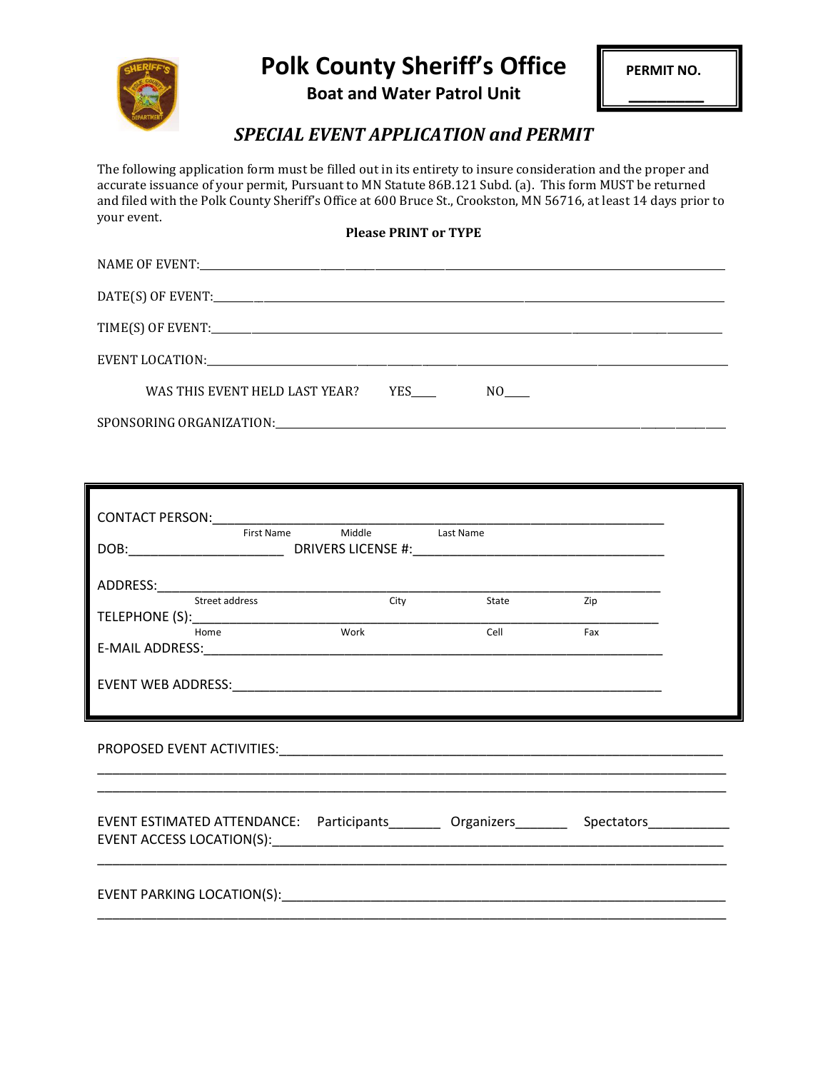# Polk County Sheriff's Office

## Boat and Water Patrol Unit

**PERMIT NO.**

__________

## *SPECIAL EVENT APPLICATION and PERMIT*

The following application form must be filled out in its entirety to insure consideration and the proper and accurate issuance of your permit, Pursuant to MN Statute 86B.121 Subd. (a). This form MUST be returned and filed with the Polk County Sheriff's Office at 600 Bruce St., Crookston, MN 56716, at least 14 days prior to your event.

**Please PRINT or TYPE**

NAME OF EVENT:______________________________________________________________________________

DATE(S) OF EVENT:___________________________________________________________________________

TIME(S) OF EVENT:___________________________________________________________________________

EVENT LOCATION:_____________________________________________________________________________

WAS THIS EVENT HELD LAST YEAR? YES____ NO____

SPONSORING ORGANIZATION:____________________________________________________________________

CONTACT PERSON:______________________________________________________________________________
First Name Middle Last Name

DOB:______________________ DRIVERS LICENSE #:_____________________________________

ADDRESS:_____________________________________________________________________________________
Street address City State Zip

TELEPHONE (S):______________________________________________________________________________
Home Work Cell Fax

E-MAIL ADDRESS:_____________________________________________________________________________

EVENT WEB ADDRESS:_________________________________________________________________________

PROPOSED EVENT ACTIVITIES:__________________________________________________________________

_____________________________________________________________________________________________

_____________________________________________________________________________________________

EVENT ESTIMATED ATTENDANCE: Participants_______ Organizers_______ Spectators___________

EVENT ACCESS LOCATION(S):___________________________________________________________________

_____________________________________________________________________________________________

EVENT PARKING LOCATION(S):__________________________________________________________________

_____________________________________________________________________________________________